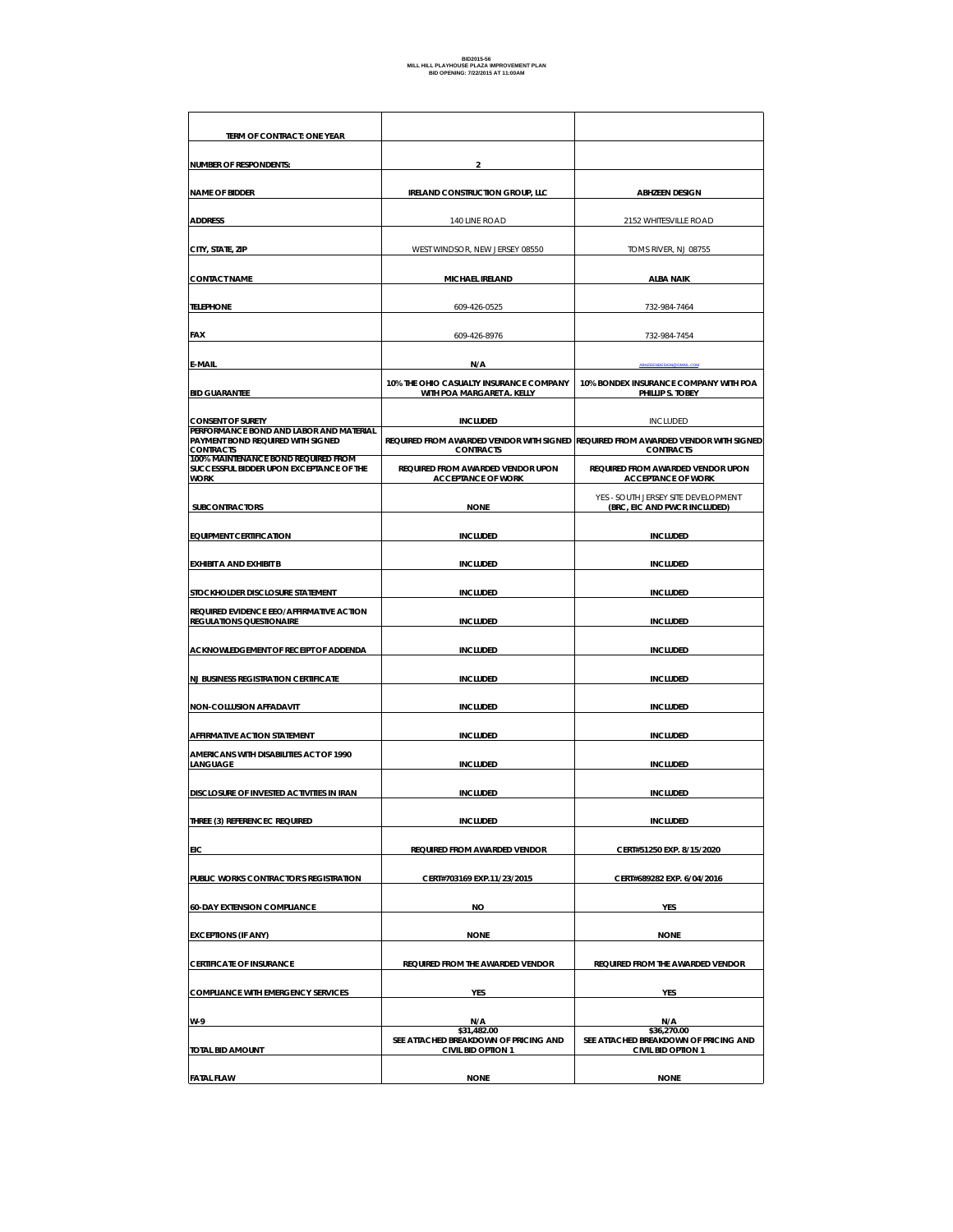BID2015-56
MILL HILL PLAYHOUSE PLAZA IMPROVEMENT PLAN
BID OPENING: 7/22/2015 AT 11:00AM

| TERM OF CONTRACT: ONE YEAR | | |
|---|---|---|
| NUMBER OF RESPONDENTS: | 2 | |
| NAME OF BIDDER | IRELAND CONSTRUCTION GROUP, LLC | ABHZEEN DESIGN |
| ADDRESS | 140 LINE ROAD | 2152 WHITESVILLE ROAD |
| CITY, STATE, ZIP | WEST WINDSOR, NEW JERSEY 08550 | TOMS RIVER, NJ 08755 |
| CONTACT NAME | MICHAEL IRELAND | ALBA NAIK |
| TELEPHONE | 609-426-0525 | 732-984-7464 |
| FAX | 609-426-8976 | 732-984-7454 |
| E-MAIL | N/A | ABHZEENDESIGN@GMAIL.COM |
| BID GUARANTEE | 10% THE OHIO CASUALTY INSURANCE COMPANY WITH POA MARGARET A. KELLY | 10% BONDEX INSURANCE COMPANY WITH POA PHILLIP S. TOBEY |
| CONSENT OF SURETY | INCLUDED | INCLUDED |
| PERFORMANCE BOND AND LABOR AND MATERIAL PAYMENT BOND REQUIRED WITH SIGNED CONTRACTS | REQUIRED FROM AWARDED VENDOR WITH SIGNED CONTRACTS | REQUIRED FROM AWARDED VENDOR WITH SIGNED CONTRACTS |
| 100% MAINTENANCE BOND REQUIRED FROM SUCCESSFUL BIDDER UPON EXCEPTANCE OF THE WORK | REQUIRED FROM AWARDED VENDOR UPON ACCEPTANCE OF WORK | REQUIRED FROM AWARDED VENDOR UPON ACCEPTANCE OF WORK |
| SUBCONTRACTORS | NONE | YES - SOUTH JERSEY SITE DEVELOPMENT (BRC, EIC AND PWCR INCLUDED) |
| EQUIPMENT CERTIFICATION | INCLUDED | INCLUDED |
| EXHIBIT A AND EXHIBIT B | INCLUDED | INCLUDED |
| STOCKHOLDER DISCLOSURE STATEMENT | INCLUDED | INCLUDED |
| REQUIRED EVIDENCE EEO/AFFIRMATIVE ACTION REGULATIONS QUESTIONAIRE | INCLUDED | INCLUDED |
| ACKNOWLEDGEMENT OF RECEIPT OF ADDENDA | INCLUDED | INCLUDED |
| NJ BUSINESS REGISTRATION CERTIFICATE | INCLUDED | INCLUDED |
| NON-COLLUSION AFFADAVIT | INCLUDED | INCLUDED |
| AFFIRMATIVE ACTION STATEMENT | INCLUDED | INCLUDED |
| AMERICANS WITH DISABILITIES ACT OF 1990 LANGUAGE | INCLUDED | INCLUDED |
| DISCLOSURE OF INVESTED ACTIVITIES IN IRAN | INCLUDED | INCLUDED |
| THREE (3) REFERENCEC REQUIRED | INCLUDED | INCLUDED |
| EIC | REQUIRED FROM AWARDED VENDOR | CERT#51250 EXP. 8/15/2020 |
| PUBLIC WORKS CONTRACTOR'S REGISTRATION | CERT#703169 EXP.11/23/2015 | CERT#689282 EXP. 6/04/2016 |
| 60-DAY EXTENSION COMPLIANCE | NO | YES |
| EXCEPTIONS (IF ANY) | NONE | NONE |
| CERTIFICATE OF INSURANCE | REQUIRED FROM THE AWARDED VENDOR | REQUIRED FROM THE AWARDED VENDOR |
| COMPLIANCE WITH EMERGENCY SERVICES | YES | YES |
| W-9 | N/A | N/A |
| TOTAL BID AMOUNT | $31,482.00 SEE ATTACHED BREAKDOWN OF PRICING AND CIVIL BID OPTION 1 | $36,270.00 SEE ATTACHED BREAKDOWN OF PRICING AND CIVIL BID OPTION 1 |
| FATAL FLAW | NONE | NONE |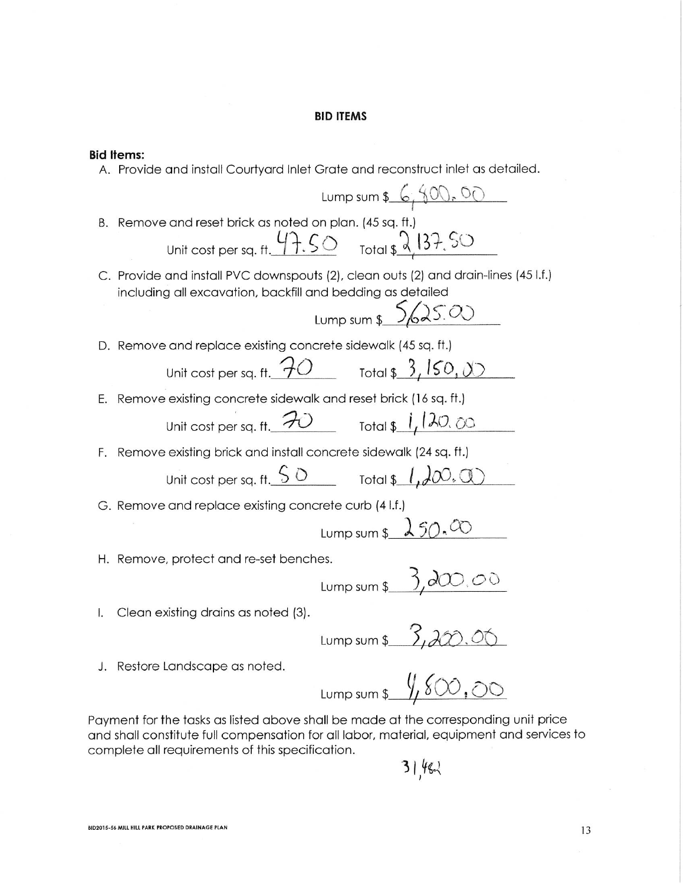## BID ITEMS

**Bid Items:**

A. Provide and install Courtyard Inlet Grate and reconstruct inlet as detailed.

Lump sum $ 6,400.00

B. Remove and reset brick as noted on plan. (45 sq. ft.)

Unit cost per sq. ft. 47.50 Total $ 2,137.50

C. Provide and install PVC downspouts (2), clean outs (2) and drain-lines (45 l.f.) including all excavation, backfill and bedding as detailed

Lump sum $ 5,625.00

D. Remove and replace existing concrete sidewalk (45 sq. ft.)

Unit cost per sq. ft. 70 Total $ 3,150.00

E. Remove existing concrete sidewalk and reset brick (16 sq. ft.)

Unit cost per sq. ft. 70 Total $ 1,120.00

F. Remove existing brick and install concrete sidewalk (24 sq. ft.)

Unit cost per sq. ft. 50 Total $ 1,200.00

G. Remove and replace existing concrete curb (4 l.f.)

Lump sum $ 250.00

H. Remove, protect and re-set benches.

Lump sum $ 3,200.00

I. Clean existing drains as noted (3).

Lump sum $ 3,200.00

J. Restore Landscape as noted.

Lump sum $ 4,800.00

Payment for the tasks as listed above shall be made at the corresponding unit price and shall constitute full compensation for all labor, material, equipment and services to complete all requirements of this specification.

31,482

BID2015-56 MILL HILL PARK PROPOSED DRAINAGE PLAN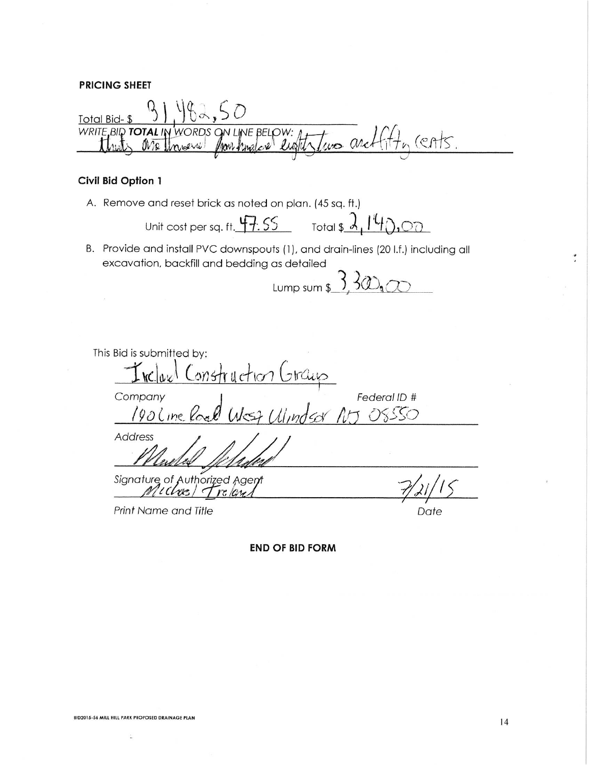**PRICING SHEET**

Total Bid- $ 31,482.50

*WRITE BID* **TOTAL** *IN WORDS ON LINE BELOW:*
thirty one thousand four hundred eighty two and fifty cents.

### Civil Bid Option 1

A. Remove and reset brick as noted on plan. (45 sq. ft.)

Unit cost per sq. ft. 47.55 Total $ 2,140.00

B. Provide and install PVC downspouts (1), and drain-lines (20 l.f.) including all excavation, backfill and bedding as detailed

Lump sum $ 3,300.00

This Bid is submitted by:

Ireland Construction Group

*Company* *Federal ID #*

190 Line Road West Windsor NJ 08550

*Address*

[Signature]

*Signature of Authorized Agent*

Michael Ireland 7/21/15

*Print Name and Title* *Date*

**END OF BID FORM**

BID2015-56 MILL HILL PARK PROPOSED DRAINAGE PLAN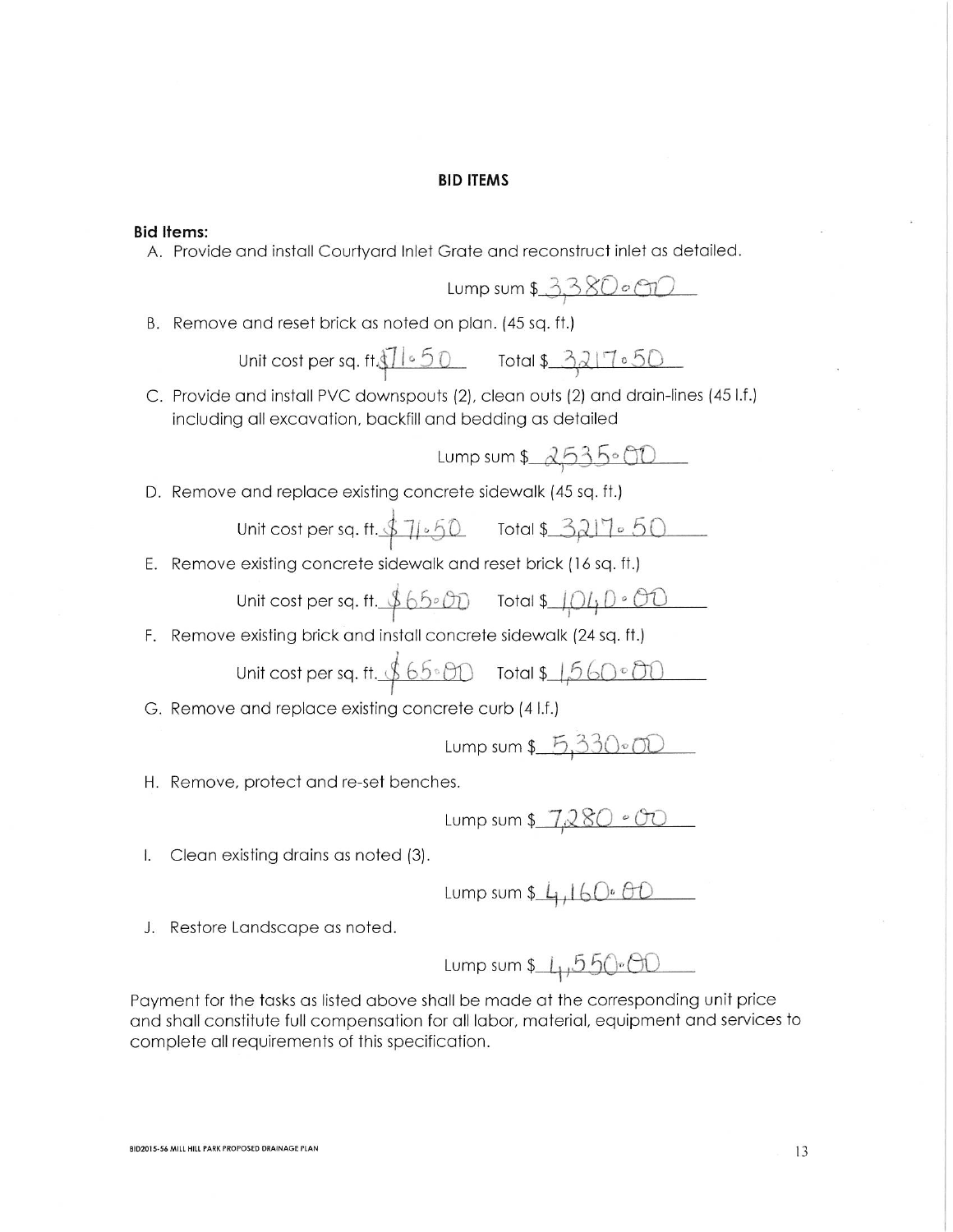## BID ITEMS

**Bid Items:**

A. Provide and install Courtyard Inlet Grate and reconstruct inlet as detailed.

Lump sum $3380.00

B. Remove and reset brick as noted on plan. (45 sq. ft.)

Unit cost per sq. ft. $71.50 Total $3217.50

C. Provide and install PVC downspouts (2), clean outs (2) and drain-lines (45 l.f.) including all excavation, backfill and bedding as detailed

Lump sum $2535.00

D. Remove and replace existing concrete sidewalk (45 sq. ft.)

Unit cost per sq. ft. $71.50 Total $3217.50

E. Remove existing concrete sidewalk and reset brick (16 sq. ft.)

Unit cost per sq. ft. $65.00 Total $1040.00

F. Remove existing brick and install concrete sidewalk (24 sq. ft.)

Unit cost per sq. ft. $65.00 Total $1560.00

G. Remove and replace existing concrete curb (4 l.f.)

Lump sum $5,330.00

H. Remove, protect and re-set benches.

Lump sum $7,280.00

I. Clean existing drains as noted (3).

Lump sum $4,160.00

J. Restore Landscape as noted.

Lump sum $4,550.00

Payment for the tasks as listed above shall be made at the corresponding unit price and shall constitute full compensation for all labor, material, equipment and services to complete all requirements of this specification.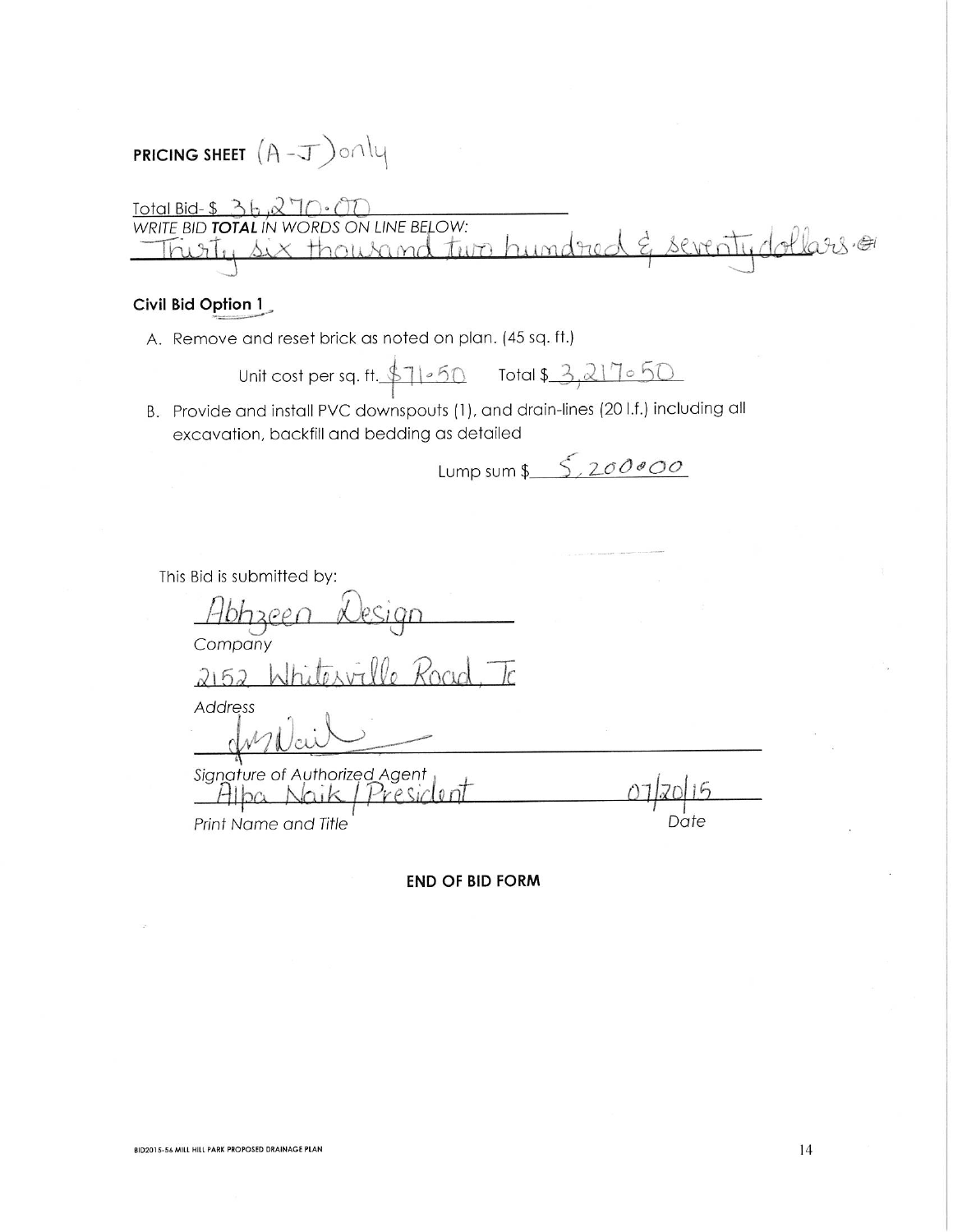**PRICING SHEET** (A - J) only

Total Bid- $ 36,270.00

*WRITE BID **TOTAL** IN WORDS ON LINE BELOW:*

Thirty six thousand two hundred & seventy dollars.

**Civil Bid Option 1**

A. Remove and reset brick as noted on plan. (45 sq. ft.)

Unit cost per sq. ft. $71.50 Total $ 3,217.50

B. Provide and install PVC downspouts (1), and drain-lines (20 l.f.) including all excavation, backfill and bedding as detailed

Lump sum $ 5,200.00

This Bid is submitted by:

Abhzeen Design
Company

2152 Whitesville Road, Tc
Address

(signature)
Signature of Authorized Agent

Alpa Naik / President
Print Name and Title

07/20/15
Date

**END OF BID FORM**

BID2015-56 MILL HILL PARK PROPOSED DRAINAGE PLAN